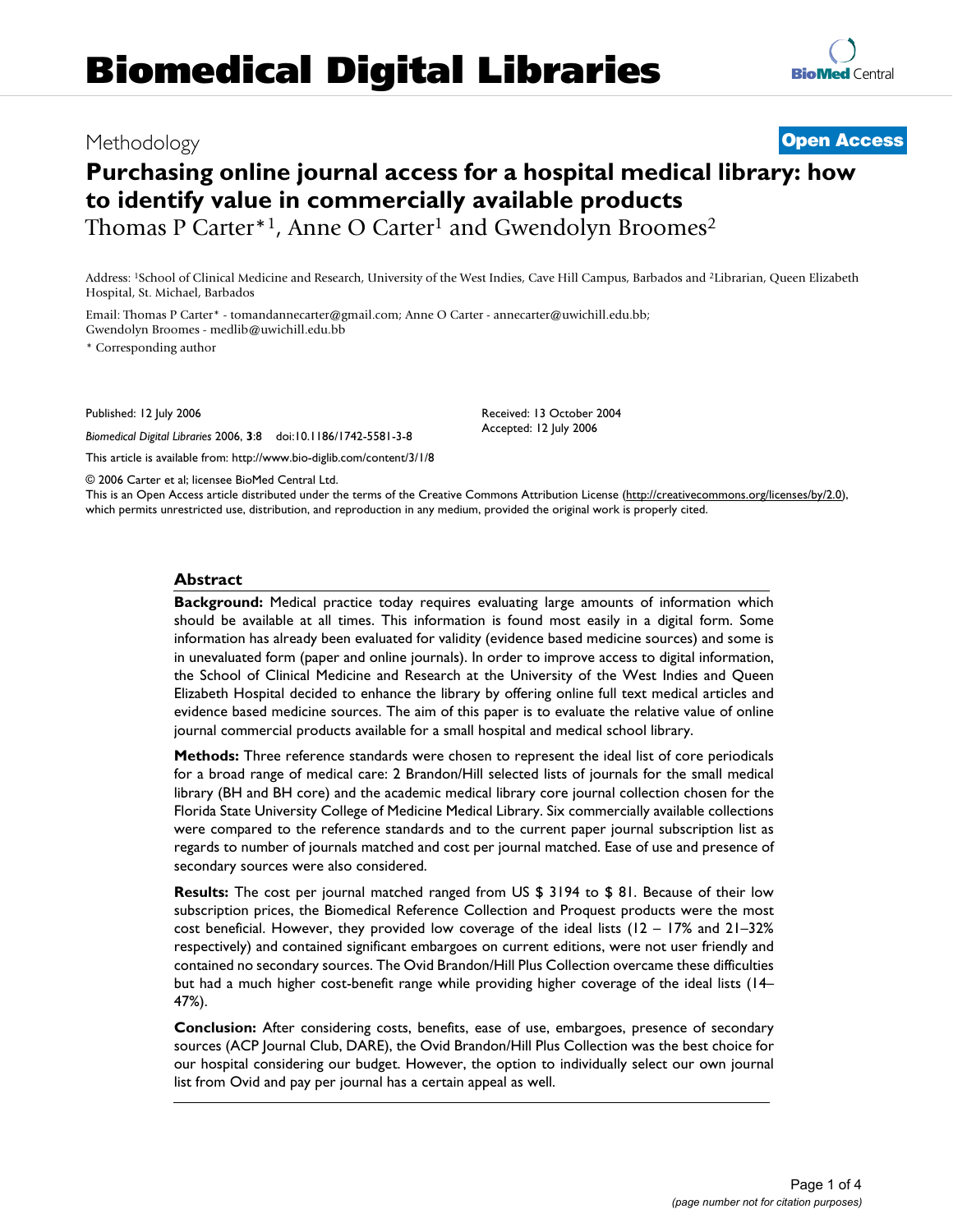# Biomedical Digital Libraries

Methodology

**Open Access**

# Purchasing online journal access for a hospital medical library: how to identify value in commercially available products

Thomas P Carter*[1], Anne O Carter[1] and Gwendolyn Broomes[2]

Address: [1]School of Clinical Medicine and Research, University of the West Indies, Cave Hill Campus, Barbados and [2]Librarian, Queen Elizabeth Hospital, St. Michael, Barbados

Email: Thomas P Carter* - tomandannecarter@gmail.com; Anne O Carter - annecarter@uwichill.edu.bb; Gwendolyn Broomes - medlib@uwichill.edu.bb

* Corresponding author

Published: 12 July 2006

*Biomedical Digital Libraries* 2006, **3**:8 doi:10.1186/1742-5581-3-8

Received: 13 October 2004

Accepted: 12 July 2006

This article is available from: http://www.bio-diglib.com/content/3/1/8

© 2006 Carter et al; licensee BioMed Central Ltd.

This is an Open Access article distributed under the terms of the Creative Commons Attribution License (http://creativecommons.org/licenses/by/2.0), which permits unrestricted use, distribution, and reproduction in any medium, provided the original work is properly cited.

## Abstract

**Background:** Medical practice today requires evaluating large amounts of information which should be available at all times. This information is found most easily in a digital form. Some information has already been evaluated for validity (evidence based medicine sources) and some is in unevaluated form (paper and online journals). In order to improve access to digital information, the School of Clinical Medicine and Research at the University of the West Indies and Queen Elizabeth Hospital decided to enhance the library by offering online full text medical articles and evidence based medicine sources. The aim of this paper is to evaluate the relative value of online journal commercial products available for a small hospital and medical school library.

**Methods:** Three reference standards were chosen to represent the ideal list of core periodicals for a broad range of medical care: 2 Brandon/Hill selected lists of journals for the small medical library (BH and BH core) and the academic medical library core journal collection chosen for the Florida State University College of Medicine Medical Library. Six commercially available collections were compared to the reference standards and to the current paper journal subscription list as regards to number of journals matched and cost per journal matched. Ease of use and presence of secondary sources were also considered.

**Results:** The cost per journal matched ranged from US $ 3194 to $ 81. Because of their low subscription prices, the Biomedical Reference Collection and Proquest products were the most cost beneficial. However, they provided low coverage of the ideal lists (12 – 17% and 21–32% respectively) and contained significant embargoes on current editions, were not user friendly and contained no secondary sources. The Ovid Brandon/Hill Plus Collection overcame these difficulties but had a much higher cost-benefit range while providing higher coverage of the ideal lists (14–47%).

**Conclusion:** After considering costs, benefits, ease of use, embargoes, presence of secondary sources (ACP Journal Club, DARE), the Ovid Brandon/Hill Plus Collection was the best choice for our hospital considering our budget. However, the option to individually select our own journal list from Ovid and pay per journal has a certain appeal as well.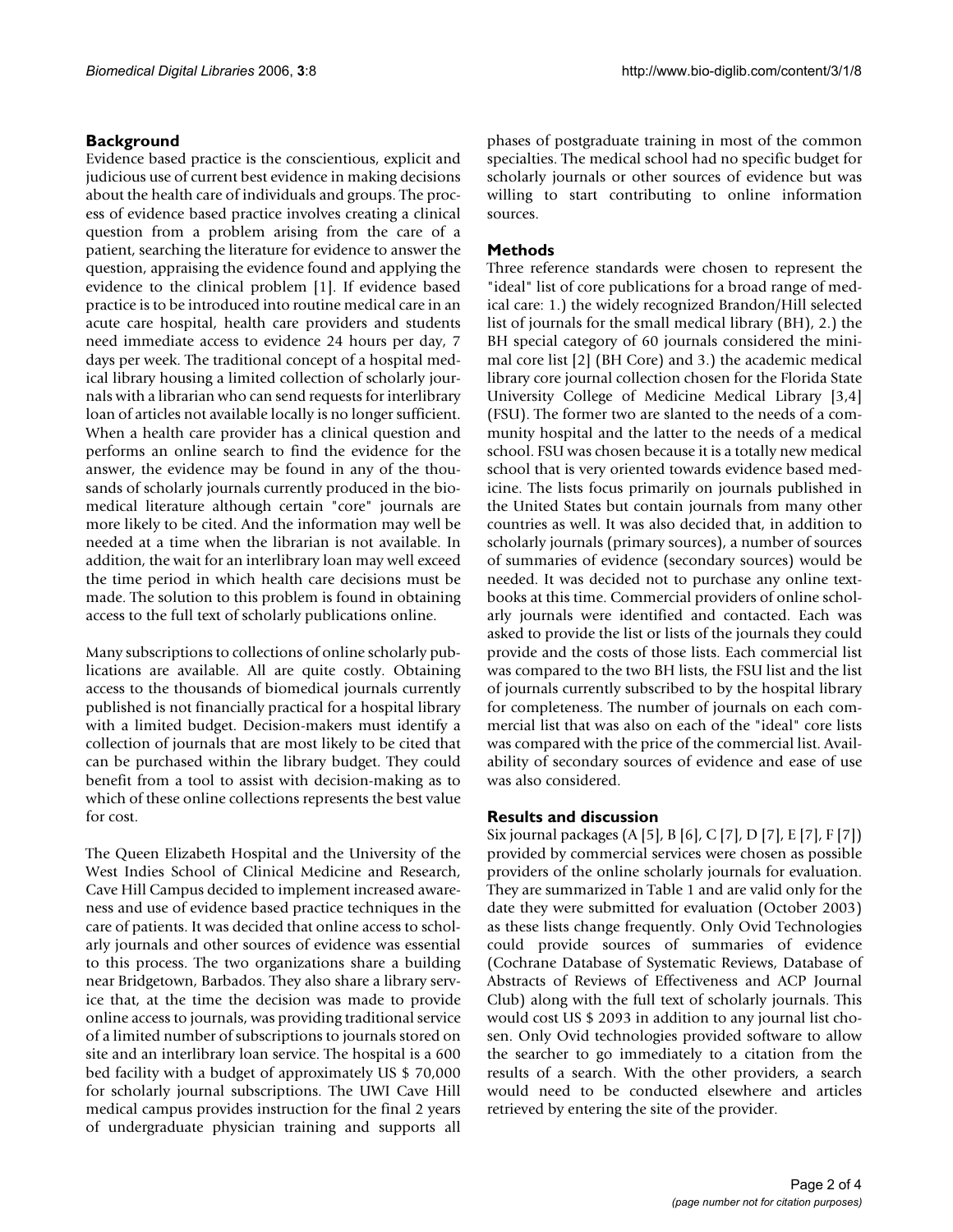## Background

Evidence based practice is the conscientious, explicit and judicious use of current best evidence in making decisions about the health care of individuals and groups. The process of evidence based practice involves creating a clinical question from a problem arising from the care of a patient, searching the literature for evidence to answer the question, appraising the evidence found and applying the evidence to the clinical problem [1]. If evidence based practice is to be introduced into routine medical care in an acute care hospital, health care providers and students need immediate access to evidence 24 hours per day, 7 days per week. The traditional concept of a hospital medical library housing a limited collection of scholarly journals with a librarian who can send requests for interlibrary loan of articles not available locally is no longer sufficient. When a health care provider has a clinical question and performs an online search to find the evidence for the answer, the evidence may be found in any of the thousands of scholarly journals currently produced in the biomedical literature although certain "core" journals are more likely to be cited. And the information may well be needed at a time when the librarian is not available. In addition, the wait for an interlibrary loan may well exceed the time period in which health care decisions must be made. The solution to this problem is found in obtaining access to the full text of scholarly publications online.

Many subscriptions to collections of online scholarly publications are available. All are quite costly. Obtaining access to the thousands of biomedical journals currently published is not financially practical for a hospital library with a limited budget. Decision-makers must identify a collection of journals that are most likely to be cited that can be purchased within the library budget. They could benefit from a tool to assist with decision-making as to which of these online collections represents the best value for cost.

The Queen Elizabeth Hospital and the University of the West Indies School of Clinical Medicine and Research, Cave Hill Campus decided to implement increased awareness and use of evidence based practice techniques in the care of patients. It was decided that online access to scholarly journals and other sources of evidence was essential to this process. The two organizations share a building near Bridgetown, Barbados. They also share a library service that, at the time the decision was made to provide online access to journals, was providing traditional service of a limited number of subscriptions to journals stored on site and an interlibrary loan service. The hospital is a 600 bed facility with a budget of approximately US $ 70,000 for scholarly journal subscriptions. The UWI Cave Hill medical campus provides instruction for the final 2 years of undergraduate physician training and supports all phases of postgraduate training in most of the common specialties. The medical school had no specific budget for scholarly journals or other sources of evidence but was willing to start contributing to online information sources.

## Methods

Three reference standards were chosen to represent the "ideal" list of core publications for a broad range of medical care: 1.) the widely recognized Brandon/Hill selected list of journals for the small medical library (BH), 2.) the BH special category of 60 journals considered the minimal core list [2] (BH Core) and 3.) the academic medical library core journal collection chosen for the Florida State University College of Medicine Medical Library [3,4] (FSU). The former two are slanted to the needs of a community hospital and the latter to the needs of a medical school. FSU was chosen because it is a totally new medical school that is very oriented towards evidence based medicine. The lists focus primarily on journals published in the United States but contain journals from many other countries as well. It was also decided that, in addition to scholarly journals (primary sources), a number of sources of summaries of evidence (secondary sources) would be needed. It was decided not to purchase any online textbooks at this time. Commercial providers of online scholarly journals were identified and contacted. Each was asked to provide the list or lists of the journals they could provide and the costs of those lists. Each commercial list was compared to the two BH lists, the FSU list and the list of journals currently subscribed to by the hospital library for completeness. The number of journals on each commercial list that was also on each of the "ideal" core lists was compared with the price of the commercial list. Availability of secondary sources of evidence and ease of use was also considered.

## Results and discussion

Six journal packages (A [5], B [6], C [7], D [7], E [7], F [7]) provided by commercial services were chosen as possible providers of the online scholarly journals for evaluation. They are summarized in Table 1 and are valid only for the date they were submitted for evaluation (October 2003) as these lists change frequently. Only Ovid Technologies could provide sources of summaries of evidence (Cochrane Database of Systematic Reviews, Database of Abstracts of Reviews of Effectiveness and ACP Journal Club) along with the full text of scholarly journals. This would cost US $ 2093 in addition to any journal list chosen. Only Ovid technologies provided software to allow the searcher to go immediately to a citation from the results of a search. With the other providers, a search would need to be conducted elsewhere and articles retrieved by entering the site of the provider.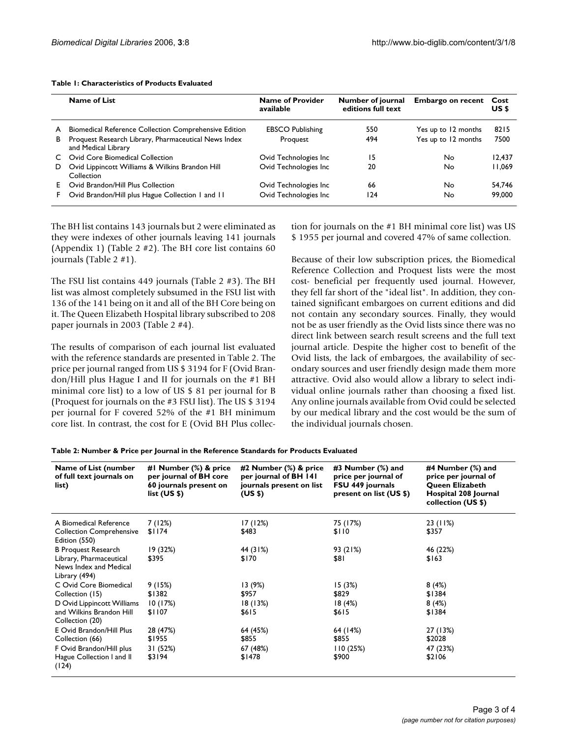**Table 1: Characteristics of Products Evaluated**

| | Name of List | Name of Provider available | Number of journal editions full text | Embargo on recent | Cost US $ |
|---|---|---|---|---|---|
| A | Biomedical Reference Collection Comprehensive Edition | EBSCO Publishing | 550 | Yes up to 12 months | 8215 |
| B | Proquest Research Library, Pharmaceutical News Index and Medical Library | Proquest | 494 | Yes up to 12 months | 7500 |
| C | Ovid Core Biomedical Collection | Ovid Technologies Inc | 15 | No | 12,437 |
| D | Ovid Lippincott Williams & Wilkins Brandon Hill Collection | Ovid Technologies Inc | 20 | No | 11,069 |
| E | Ovid Brandon/Hill Plus Collection | Ovid Technologies Inc | 66 | No | 54,746 |
| F | Ovid Brandon/Hill plus Hague Collection I and II | Ovid Technologies Inc | 124 | No | 99,000 |

The BH list contains 143 journals but 2 were eliminated as they were indexes of other journals leaving 141 journals (Appendix 1) (Table 2 #2). The BH core list contains 60 journals (Table 2 #1).

The FSU list contains 449 journals (Table 2 #3). The BH list was almost completely subsumed in the FSU list with 136 of the 141 being on it and all of the BH Core being on it. The Queen Elizabeth Hospital library subscribed to 208 paper journals in 2003 (Table 2 #4).

The results of comparison of each journal list evaluated with the reference standards are presented in Table 2. The price per journal ranged from US $ 3194 for F (Ovid Brandon/Hill plus Hague I and II for journals on the #1 BH minimal core list) to a low of US $ 81 per journal for B (Proquest for journals on the #3 FSU list). The US $ 3194 per journal for F covered 52% of the #1 BH minimum core list. In contrast, the cost for E (Ovid BH Plus collection for journals on the #1 BH minimal core list) was US $ 1955 per journal and covered 47% of same collection.

Because of their low subscription prices, the Biomedical Reference Collection and Proquest lists were the most cost- beneficial per frequently used journal. However, they fell far short of the "ideal list". In addition, they contained significant embargoes on current editions and did not contain any secondary sources. Finally, they would not be as user friendly as the Ovid lists since there was no direct link between search result screens and the full text journal article. Despite the higher cost to benefit of the Ovid lists, the lack of embargoes, the availability of secondary sources and user friendly design made them more attractive. Ovid also would allow a library to select individual online journals rather than choosing a fixed list. Any online journals available from Ovid could be selected by our medical library and the cost would be the sum of the individual journals chosen.

**Table 2: Number & Price per Journal in the Reference Standards for Products Evaluated**

| Name of List (number of full text journals on list) | #1 Number (%) & price per journal of BH core 60 journals present on list (US $) | #2 Number (%) & price per journal of BH 141 journals present on list (US $) | #3 Number (%) and price per journal of FSU 449 journals present on list (US $) | #4 Number (%) and price per journal of Queen Elizabeth Hospital 208 Journal collection (US $) |
|---|---|---|---|---|
| A Biomedical Reference Collection Comprehensive Edition (550) | 7 (12%) $1174 | 17 (12%) $483 | 75 (17%) $110 | 23 (11%) $357 |
| B Proquest Research Library, Pharmaceutical News Index and Medical Library (494) | 19 (32%) $395 | 44 (31%) $170 | 93 (21%) $81 | 46 (22%) $163 |
| C Ovid Core Biomedical Collection (15) | 9 (15%) $1382 | 13 (9%) $957 | 15 (3%) $829 | 8 (4%) $1384 |
| D Ovid Lippincott Williams and Wilkins Brandon Hill Collection (20) | 10 (17%) $1107 | 18 (13%) $615 | 18 (4%) $615 | 8 (4%) $1384 |
| E Ovid Brandon/Hill Plus Collection (66) | 28 (47%) $1955 | 64 (45%) $855 | 64 (14%) $855 | 27 (13%) $2028 |
| F Ovid Brandon/Hill plus Hague Collection I and II (124) | 31 (52%) $3194 | 67 (48%) $1478 | 110 (25%) $900 | 47 (23%) $2106 |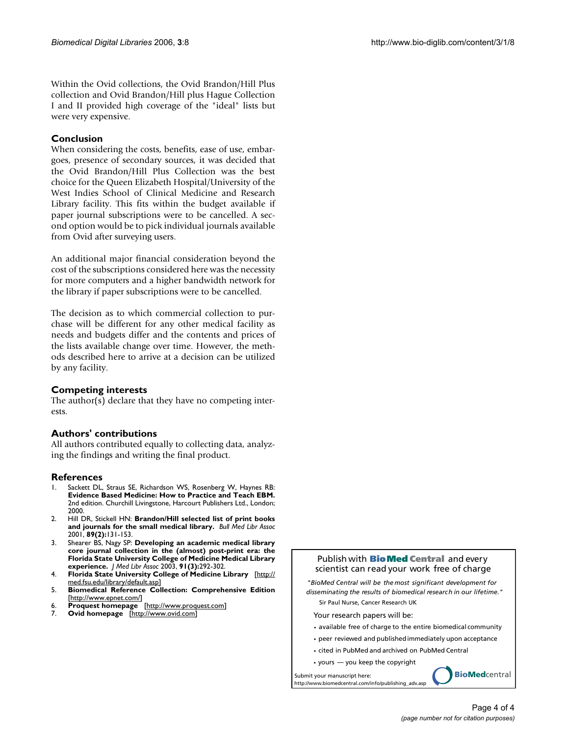Within the Ovid collections, the Ovid Brandon/Hill Plus collection and Ovid Brandon/Hill plus Hague Collection I and II provided high coverage of the "ideal" lists but were very expensive.

## Conclusion

When considering the costs, benefits, ease of use, embargoes, presence of secondary sources, it was decided that the Ovid Brandon/Hill Plus Collection was the best choice for the Queen Elizabeth Hospital/University of the West Indies School of Clinical Medicine and Research Library facility. This fits within the budget available if paper journal subscriptions were to be cancelled. A second option would be to pick individual journals available from Ovid after surveying users.

An additional major financial consideration beyond the cost of the subscriptions considered here was the necessity for more computers and a higher bandwidth network for the library if paper subscriptions were to be cancelled.

The decision as to which commercial collection to purchase will be different for any other medical facility as needs and budgets differ and the contents and prices of the lists available change over time. However, the methods described here to arrive at a decision can be utilized by any facility.

## Competing interests

The author(s) declare that they have no competing interests.

## Authors' contributions

All authors contributed equally to collecting data, analyzing the findings and writing the final product.

## References

1. Sackett DL, Straus SE, Richardson WS, Rosenberg W, Haynes RB: **Evidence Based Medicine: How to Practice and Teach EBM.** 2nd edition. Churchill Livingstone, Harcourt Publishers Ltd., London; 2000.
2. Hill DR, Stickell HN: **Brandon/Hill selected list of print books and journals for the small medical library.** *Bull Med Libr Assoc* 2001, **89(2):**131-153.
3. Shearer BS, Nagy SP: **Developing an academic medical library core journal collection in the (almost) post-print era: the Florida State University College of Medicine Medical Library experience.** *J Med Libr Assoc* 2003, **91(3):**292-302.
4. **Florida State University College of Medicine Library** [http://med.fsu.edu/library/default.asp]
5. **Biomedical Reference Collection: Comprehensive Edition** [http://www.epnet.com/]
6. **Proquest homepage** [http://www.proquest.com]
7. **Ovid homepage** [http://www.ovid.com]

Publish with **BioMed Central** and every scientist can read your work free of charge

*"BioMed Central will be the most significant development for disseminating the results of biomedical research in our lifetime."*

Sir Paul Nurse, Cancer Research UK

Your research papers will be:

- available free of charge to the entire biomedical community
- peer reviewed and published immediately upon acceptance
- cited in PubMed and archived on PubMed Central
- yours — you keep the copyright

Submit your manuscript here:
http://www.biomedcentral.com/info/publishing_adv.asp

**BioMed**central